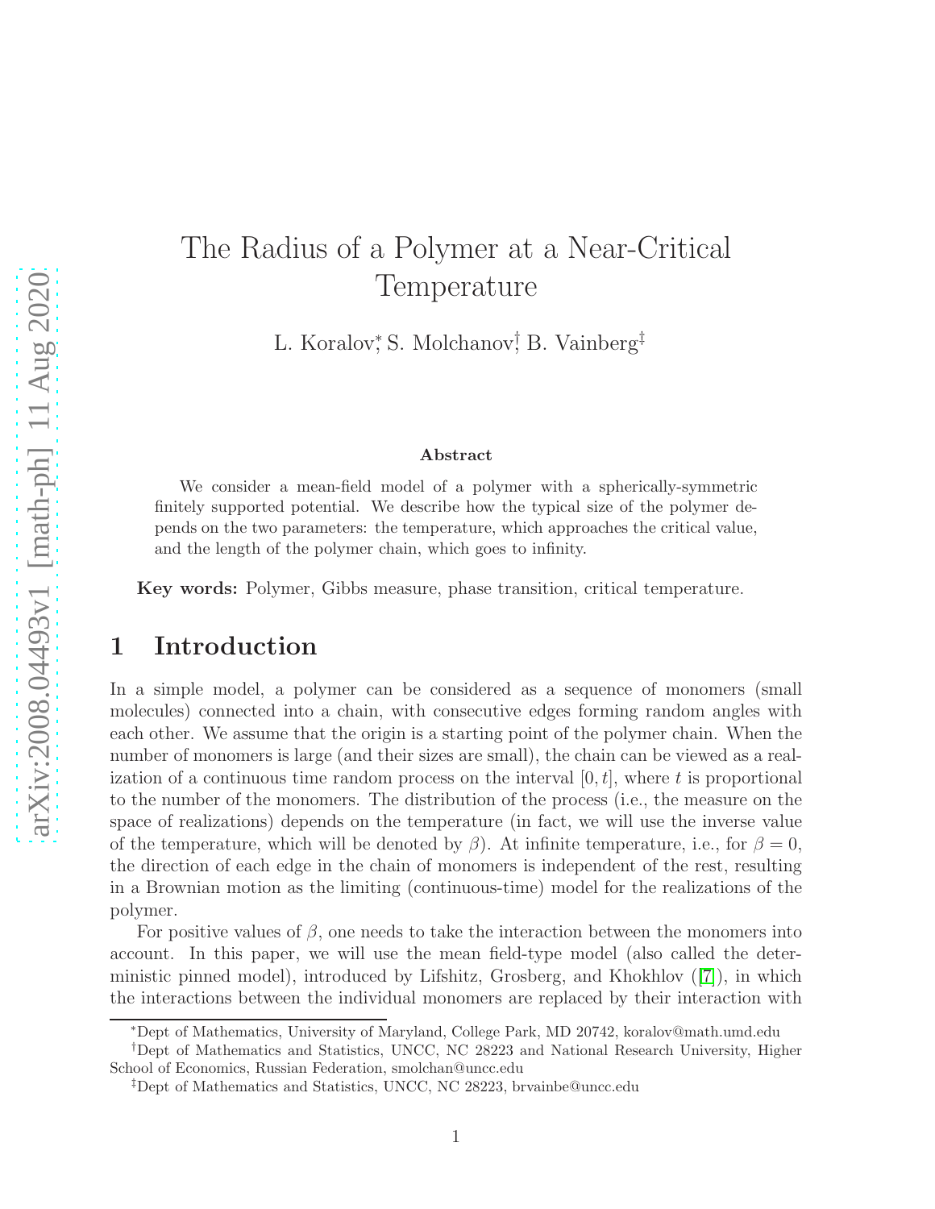# The Radius of a Polymer at a Near-Critical Temperature

L. Koralov[*], S. Molchanov[†], B. Vainberg[‡]

### Abstract

We consider a mean-field model of a polymer with a spherically-symmetric finitely supported potential. We describe how the typical size of the polymer depends on the two parameters: the temperature, which approaches the critical value, and the length of the polymer chain, which goes to infinity.

**Key words:** Polymer, Gibbs measure, phase transition, critical temperature.

## 1 Introduction

In a simple model, a polymer can be considered as a sequence of monomers (small molecules) connected into a chain, with consecutive edges forming random angles with each other. We assume that the origin is a starting point of the polymer chain. When the number of monomers is large (and their sizes are small), the chain can be viewed as a realization of a continuous time random process on the interval $[0, t]$, where $t$ is proportional to the number of the monomers. The distribution of the process (i.e., the measure on the space of realizations) depends on the temperature (in fact, we will use the inverse value of the temperature, which will be denoted by $\beta$). At infinite temperature, i.e., for $\beta = 0$, the direction of each edge in the chain of monomers is independent of the rest, resulting in a Brownian motion as the limiting (continuous-time) model for the realizations of the polymer.

For positive values of $\beta$, one needs to take the interaction between the monomers into account. In this paper, we will use the mean field-type model (also called the deterministic pinned model), introduced by Lifshitz, Grosberg, and Khokhlov ([7]), in which the interactions between the individual monomers are replaced by their interaction with

---

[*] Dept of Mathematics, University of Maryland, College Park, MD 20742, koralov@math.umd.edu

[†] Dept of Mathematics and Statistics, UNCC, NC 28223 and National Research University, Higher School of Economics, Russian Federation, smolchan@uncc.edu

[‡] Dept of Mathematics and Statistics, UNCC, NC 28223, brvainbe@uncc.edu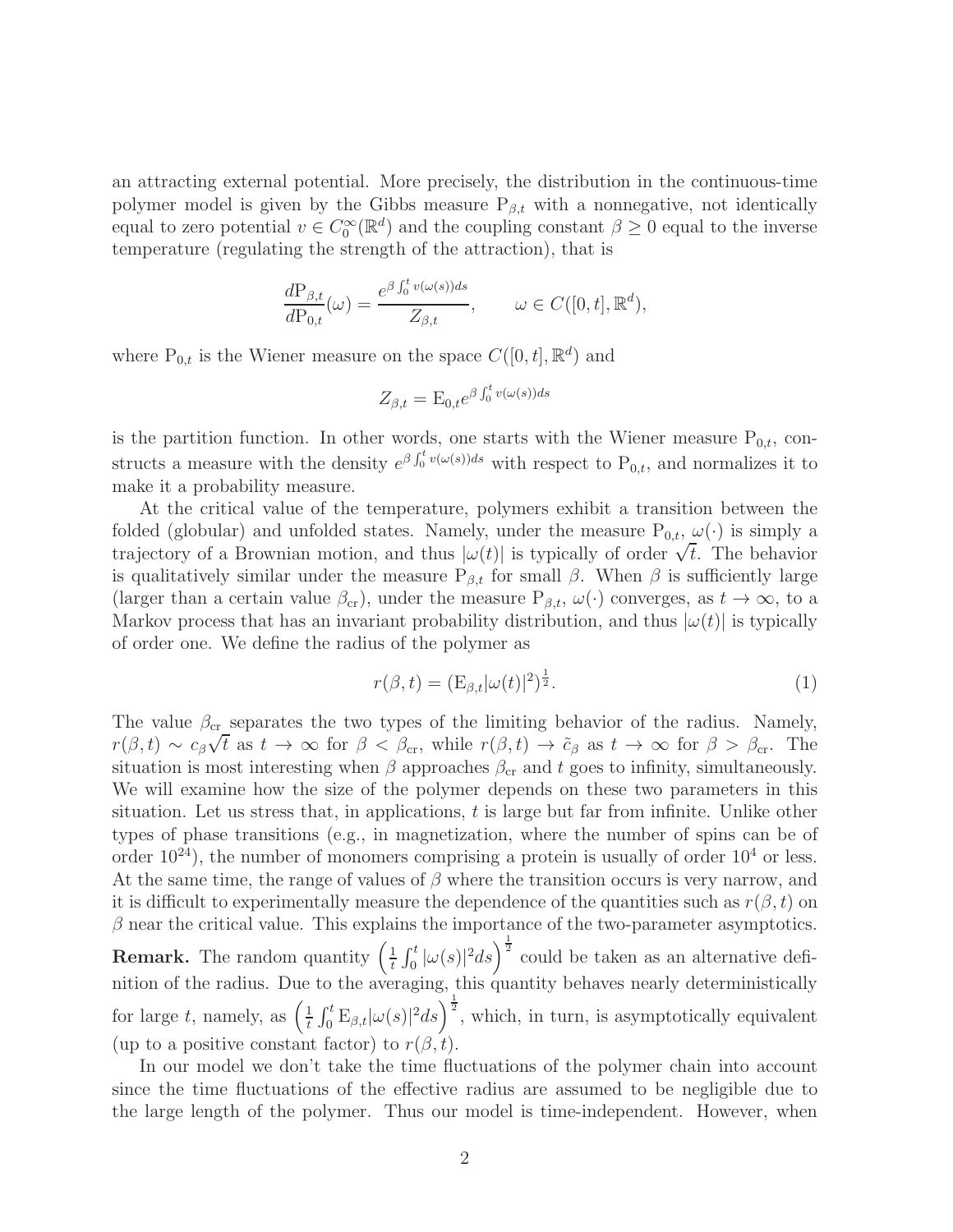an attracting external potential. More precisely, the distribution in the continuous-time polymer model is given by the Gibbs measure $\mathrm{P}_{\beta,t}$ with a nonnegative, not identically equal to zero potential $v \in C_0^\infty(\mathbb{R}^d)$ and the coupling constant $\beta \geq 0$ equal to the inverse temperature (regulating the strength of the attraction), that is

$$\frac{d\mathrm{P}_{\beta,t}}{d\mathrm{P}_{0,t}}(\omega) = \frac{e^{\beta \int_0^t v(\omega(s))ds}}{Z_{\beta,t}}, \qquad \omega \in C([0,t], \mathbb{R}^d),$$

where $\mathrm{P}_{0,t}$ is the Wiener measure on the space $C([0,t], \mathbb{R}^d)$ and

$$Z_{\beta,t} = \mathrm{E}_{0,t} e^{\beta \int_0^t v(\omega(s))ds}$$

is the partition function. In other words, one starts with the Wiener measure $\mathrm{P}_{0,t}$, constructs a measure with the density $e^{\beta \int_0^t v(\omega(s))ds}$ with respect to $\mathrm{P}_{0,t}$, and normalizes it to make it a probability measure.

At the critical value of the temperature, polymers exhibit a transition between the folded (globular) and unfolded states. Namely, under the measure $\mathrm{P}_{0,t}$, $\omega(\cdot)$ is simply a trajectory of a Brownian motion, and thus $|\omega(t)|$ is typically of order $\sqrt{t}$. The behavior is qualitatively similar under the measure $\mathrm{P}_{\beta,t}$ for small $\beta$. When $\beta$ is sufficiently large (larger than a certain value $\beta_{\mathrm{cr}}$), under the measure $\mathrm{P}_{\beta,t}$, $\omega(\cdot)$ converges, as $t \to \infty$, to a Markov process that has an invariant probability distribution, and thus $|\omega(t)|$ is typically of order one. We define the radius of the polymer as

$$r(\beta, t) = (\mathrm{E}_{\beta,t}|\omega(t)|^2)^{\frac{1}{2}}. \tag{1}$$

The value $\beta_{\mathrm{cr}}$ separates the two types of the limiting behavior of the radius. Namely, $r(\beta,t) \sim c_\beta \sqrt{t}$ as $t \to \infty$ for $\beta < \beta_{\mathrm{cr}}$, while $r(\beta,t) \to \tilde{c}_\beta$ as $t \to \infty$ for $\beta > \beta_{\mathrm{cr}}$. The situation is most interesting when $\beta$ approaches $\beta_{\mathrm{cr}}$ and $t$ goes to infinity, simultaneously. We will examine how the size of the polymer depends on these two parameters in this situation. Let us stress that, in applications, $t$ is large but far from infinite. Unlike other types of phase transitions (e.g., in magnetization, where the number of spins can be of order $10^{24}$), the number of monomers comprising a protein is usually of order $10^4$ or less. At the same time, the range of values of $\beta$ where the transition occurs is very narrow, and it is difficult to experimentally measure the dependence of the quantities such as $r(\beta,t)$ on $\beta$ near the critical value. This explains the importance of the two-parameter asymptotics.

**Remark.** The random quantity $\left(\frac{1}{t}\int_0^t |\omega(s)|^2 ds\right)^{\frac{1}{2}}$ could be taken as an alternative definition of the radius. Due to the averaging, this quantity behaves nearly deterministically for large $t$, namely, as $\left(\frac{1}{t}\int_0^t \mathrm{E}_{\beta,t}|\omega(s)|^2 ds\right)^{\frac{1}{2}}$, which, in turn, is asymptotically equivalent (up to a positive constant factor) to $r(\beta,t)$.

In our model we don't take the time fluctuations of the polymer chain into account since the time fluctuations of the effective radius are assumed to be negligible due to the large length of the polymer. Thus our model is time-independent. However, when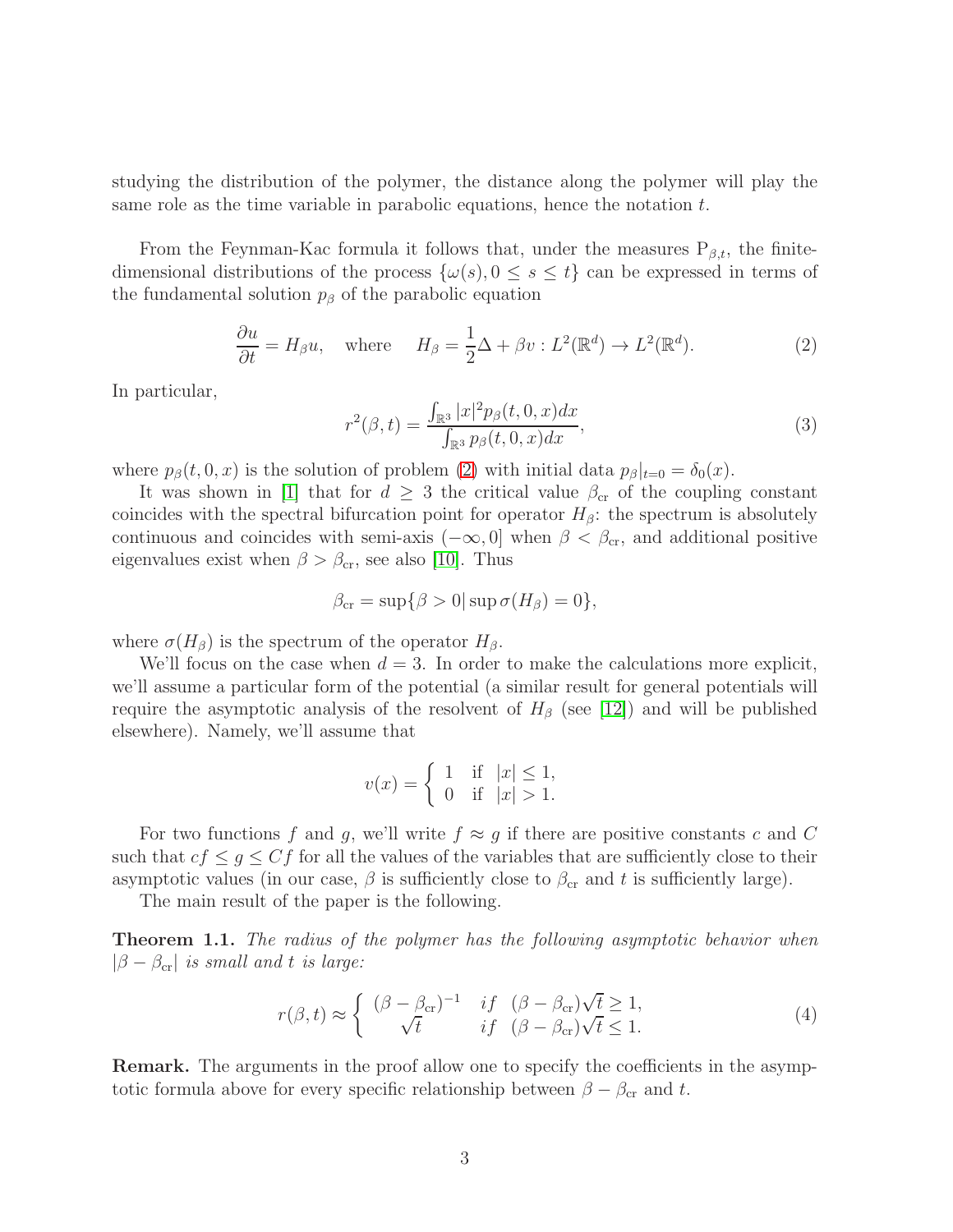studying the distribution of the polymer, the distance along the polymer will play the same role as the time variable in parabolic equations, hence the notation $t$.

From the Feynman-Kac formula it follows that, under the measures $\mathrm{P}_{\beta,t}$, the finite-dimensional distributions of the process $\{\omega(s), 0 \le s \le t\}$ can be expressed in terms of the fundamental solution $p_\beta$ of the parabolic equation

$$\frac{\partial u}{\partial t} = H_\beta u, \quad \text{where} \quad H_\beta = \frac{1}{2}\Delta + \beta v : L^2(\mathbb{R}^d) \to L^2(\mathbb{R}^d). \tag{2}$$

In particular,

$$r^2(\beta, t) = \frac{\int_{\mathbb{R}^3} |x|^2 p_\beta(t, 0, x) dx}{\int_{\mathbb{R}^3} p_\beta(t, 0, x) dx}, \tag{3}$$

where $p_\beta(t, 0, x)$ is the solution of problem (2) with initial data $p_\beta|_{t=0} = \delta_0(x)$.

It was shown in [1] that for $d \ge 3$ the critical value $\beta_{\rm cr}$ of the coupling constant coincides with the spectral bifurcation point for operator $H_\beta$: the spectrum is absolutely continuous and coincides with semi-axis $(-\infty, 0]$ when $\beta < \beta_{\rm cr}$, and additional positive eigenvalues exist when $\beta > \beta_{\rm cr}$, see also [10]. Thus

$$\beta_{\rm cr} = \sup\{\beta > 0 | \sup \sigma(H_\beta) = 0\},$$

where $\sigma(H_\beta)$ is the spectrum of the operator $H_\beta$.

We'll focus on the case when $d = 3$. In order to make the calculations more explicit, we'll assume a particular form of the potential (a similar result for general potentials will require the asymptotic analysis of the resolvent of $H_\beta$ (see [12]) and will be published elsewhere). Namely, we'll assume that

$$v(x) = \begin{cases} 1 & \text{if} \quad |x| \le 1, \\ 0 & \text{if} \quad |x| > 1. \end{cases}$$

For two functions $f$ and $g$, we'll write $f \approx g$ if there are positive constants $c$ and $C$ such that $cf \le g \le Cf$ for all the values of the variables that are sufficiently close to their asymptotic values (in our case, $\beta$ is sufficiently close to $\beta_{\rm cr}$ and $t$ is sufficiently large).

The main result of the paper is the following.

**Theorem 1.1.** *The radius of the polymer has the following asymptotic behavior when* $|\beta - \beta_{\rm cr}|$ *is small and* $t$ *is large:*

$$r(\beta, t) \approx \begin{cases} (\beta - \beta_{\rm cr})^{-1} & if \quad (\beta - \beta_{\rm cr})\sqrt{t} \ge 1, \\ \sqrt{t} & if \quad (\beta - \beta_{\rm cr})\sqrt{t} \le 1. \end{cases} \tag{4}$$

**Remark.** The arguments in the proof allow one to specify the coefficients in the asymptotic formula above for every specific relationship between $\beta - \beta_{\rm cr}$ and $t$.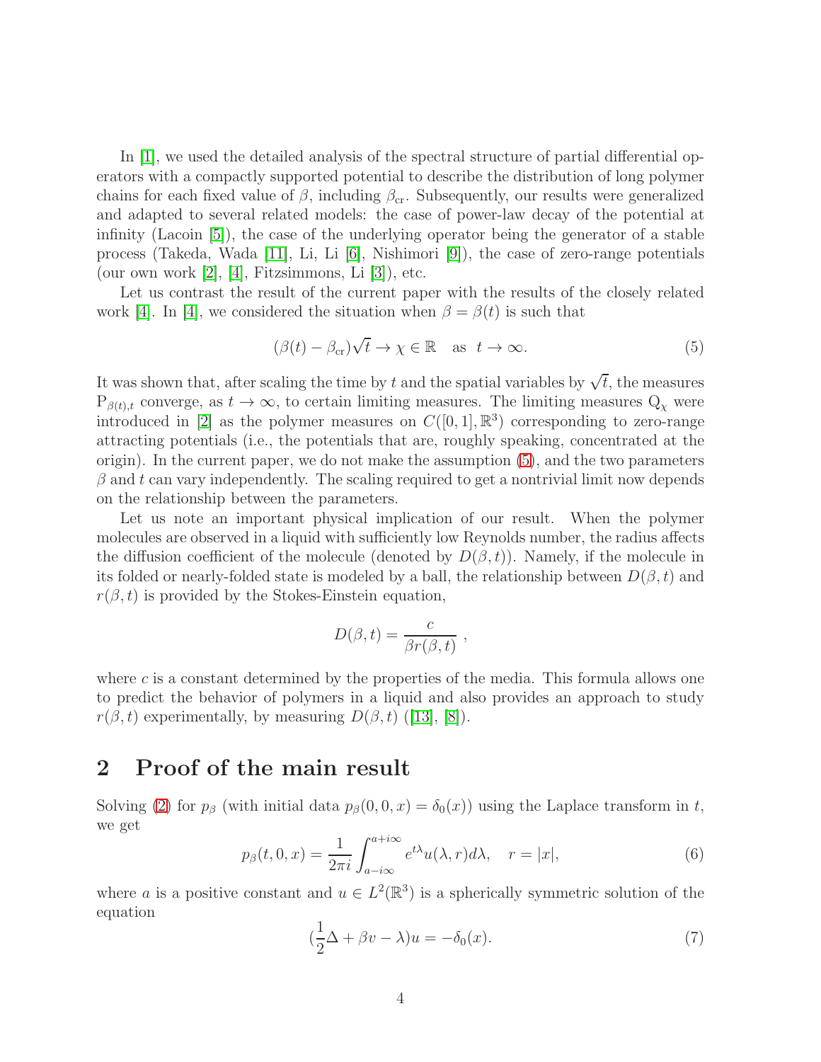In [1], we used the detailed analysis of the spectral structure of partial differential operators with a compactly supported potential to describe the distribution of long polymer chains for each fixed value of $\beta$, including $\beta_{\rm cr}$. Subsequently, our results were generalized and adapted to several related models: the case of power-law decay of the potential at infinity (Lacoin [5]), the case of the underlying operator being the generator of a stable process (Takeda, Wada [11], Li, Li [6], Nishimori [9]), the case of zero-range potentials (our own work [2], [4], Fitzsimmons, Li [3]), etc.

Let us contrast the result of the current paper with the results of the closely related work [4]. In [4], we considered the situation when $\beta = \beta(t)$ is such that

$$(\beta(t) - \beta_{\rm cr})\sqrt{t} \to \chi \in \mathbb{R} \quad \text{as} \quad t \to \infty. \tag{5}$$

It was shown that, after scaling the time by $t$ and the spatial variables by $\sqrt{t}$, the measures $\mathrm{P}_{\beta(t),t}$ converge, as $t \to \infty$, to certain limiting measures. The limiting measures $\mathrm{Q}_\chi$ were introduced in [2] as the polymer measures on $C([0,1], \mathbb{R}^3)$ corresponding to zero-range attracting potentials (i.e., the potentials that are, roughly speaking, concentrated at the origin). In the current paper, we do not make the assumption (5), and the two parameters $\beta$ and $t$ can vary independently. The scaling required to get a nontrivial limit now depends on the relationship between the parameters.

Let us note an important physical implication of our result. When the polymer molecules are observed in a liquid with sufficiently low Reynolds number, the radius affects the diffusion coefficient of the molecule (denoted by $D(\beta, t)$). Namely, if the molecule in its folded or nearly-folded state is modeled by a ball, the relationship between $D(\beta, t)$ and $r(\beta, t)$ is provided by the Stokes-Einstein equation,

$$D(\beta, t) = \frac{c}{\beta r(\beta, t)} \ ,$$

where $c$ is a constant determined by the properties of the media. This formula allows one to predict the behavior of polymers in a liquid and also provides an approach to study $r(\beta, t)$ experimentally, by measuring $D(\beta, t)$ ([13], [8]).

## 2 Proof of the main result

Solving (2) for $p_\beta$ (with initial data $p_\beta(0, 0, x) = \delta_0(x)$) using the Laplace transform in $t$, we get

$$p_\beta(t, 0, x) = \frac{1}{2\pi i} \int_{a - i\infty}^{a + i\infty} e^{t\lambda} u(\lambda, r) d\lambda, \quad r = |x|, \tag{6}$$

where $a$ is a positive constant and $u \in L^2(\mathbb{R}^3)$ is a spherically symmetric solution of the equation

$$(\frac{1}{2}\Delta + \beta v - \lambda)u = -\delta_0(x). \tag{7}$$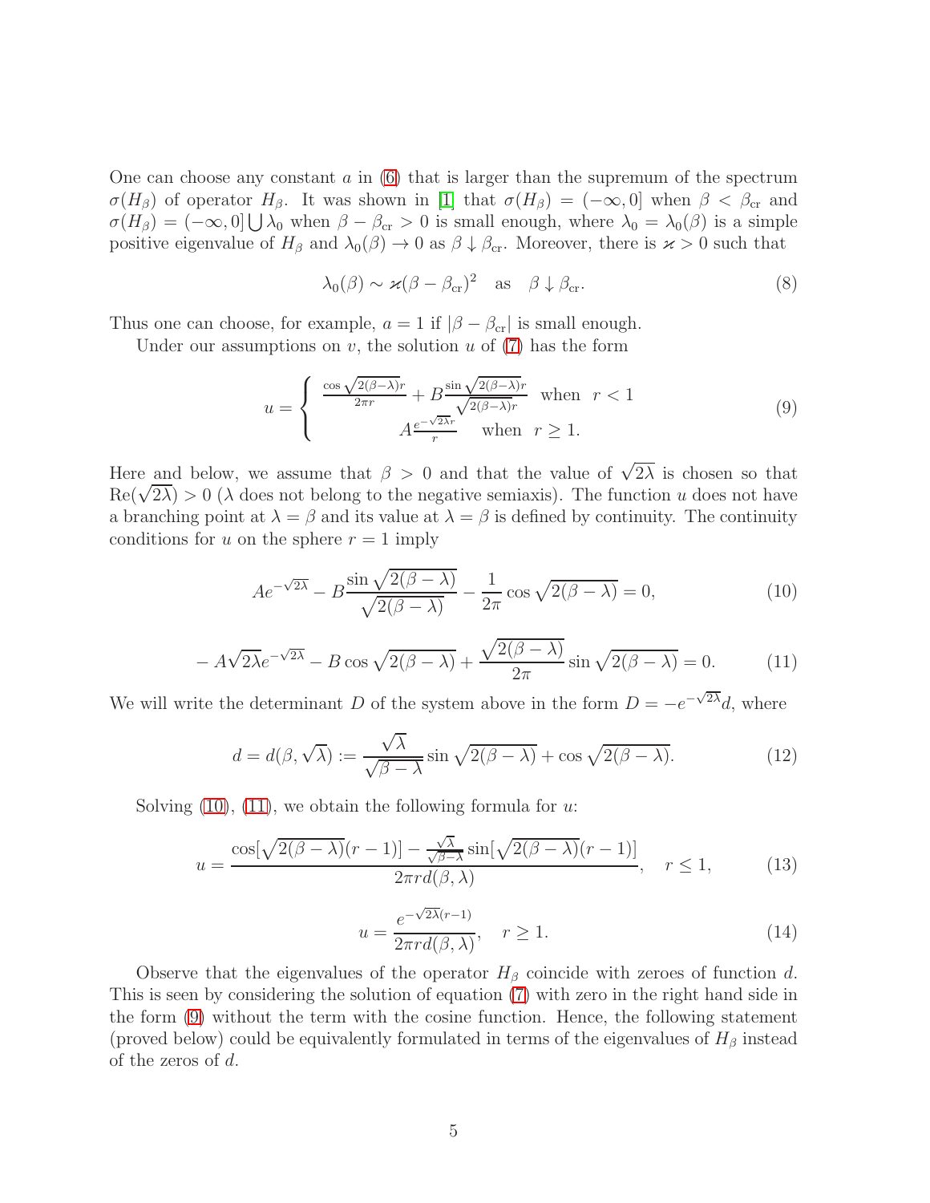One can choose any constant $a$ in (6) that is larger than the supremum of the spectrum $\sigma(H_\beta)$ of operator $H_\beta$. It was shown in [1] that $\sigma(H_\beta) = (-\infty, 0]$ when $\beta < \beta_{\rm cr}$ and $\sigma(H_\beta) = (-\infty, 0] \bigcup \lambda_0$ when $\beta - \beta_{\rm cr} > 0$ is small enough, where $\lambda_0 = \lambda_0(\beta)$ is a simple positive eigenvalue of $H_\beta$ and $\lambda_0(\beta) \to 0$ as $\beta \downarrow \beta_{\rm cr}$. Moreover, there is $\varkappa > 0$ such that

$$\lambda_0(\beta) \sim \varkappa(\beta - \beta_{\rm cr})^2 \quad \text{as} \quad \beta \downarrow \beta_{\rm cr}. \tag{8}$$

Thus one can choose, for example, $a = 1$ if $|\beta - \beta_{\rm cr}|$ is small enough.

Under our assumptions on $v$, the solution $u$ of (7) has the form

$$u = \begin{cases} \frac{\cos\sqrt{2(\beta-\lambda)}r}{2\pi r} + B\frac{\sin\sqrt{2(\beta-\lambda)}r}{\sqrt{2(\beta-\lambda)}r} & \text{when} \quad r < 1 \\ A\frac{e^{-\sqrt{2\lambda}r}}{r} & \text{when} \quad r \geq 1. \end{cases} \tag{9}$$

Here and below, we assume that $\beta > 0$ and that the value of $\sqrt{2\lambda}$ is chosen so that $\mathrm{Re}(\sqrt{2\lambda}) > 0$ ($\lambda$ does not belong to the negative semiaxis). The function $u$ does not have a branching point at $\lambda = \beta$ and its value at $\lambda = \beta$ is defined by continuity. The continuity conditions for $u$ on the sphere $r = 1$ imply

$$Ae^{-\sqrt{2\lambda}} - B\frac{\sin\sqrt{2(\beta-\lambda)}}{\sqrt{2(\beta-\lambda)}} - \frac{1}{2\pi}\cos\sqrt{2(\beta-\lambda)} = 0, \tag{10}$$

$$-A\sqrt{2\lambda}e^{-\sqrt{2\lambda}} - B\cos\sqrt{2(\beta-\lambda)} + \frac{\sqrt{2(\beta-\lambda)}}{2\pi}\sin\sqrt{2(\beta-\lambda)} = 0. \tag{11}$$

We will write the determinant $D$ of the system above in the form $D = -e^{-\sqrt{2\lambda}}d$, where

$$d = d(\beta, \sqrt{\lambda}) := \frac{\sqrt{\lambda}}{\sqrt{\beta-\lambda}}\sin\sqrt{2(\beta-\lambda)} + \cos\sqrt{2(\beta-\lambda)}. \tag{12}$$

Solving (10), (11), we obtain the following formula for $u$:

$$u = \frac{\cos[\sqrt{2(\beta-\lambda)}(r-1)] - \frac{\sqrt{\lambda}}{\sqrt{\beta-\lambda}}\sin[\sqrt{2(\beta-\lambda)}(r-1)]}{2\pi r d(\beta,\lambda)}, \quad r \leq 1, \tag{13}$$

$$u = \frac{e^{-\sqrt{2\lambda}(r-1)}}{2\pi r d(\beta,\lambda)}, \quad r \geq 1. \tag{14}$$

Observe that the eigenvalues of the operator $H_\beta$ coincide with zeroes of function $d$. This is seen by considering the solution of equation (7) with zero in the right hand side in the form (9) without the term with the cosine function. Hence, the following statement (proved below) could be equivalently formulated in terms of the eigenvalues of $H_\beta$ instead of the zeros of $d$.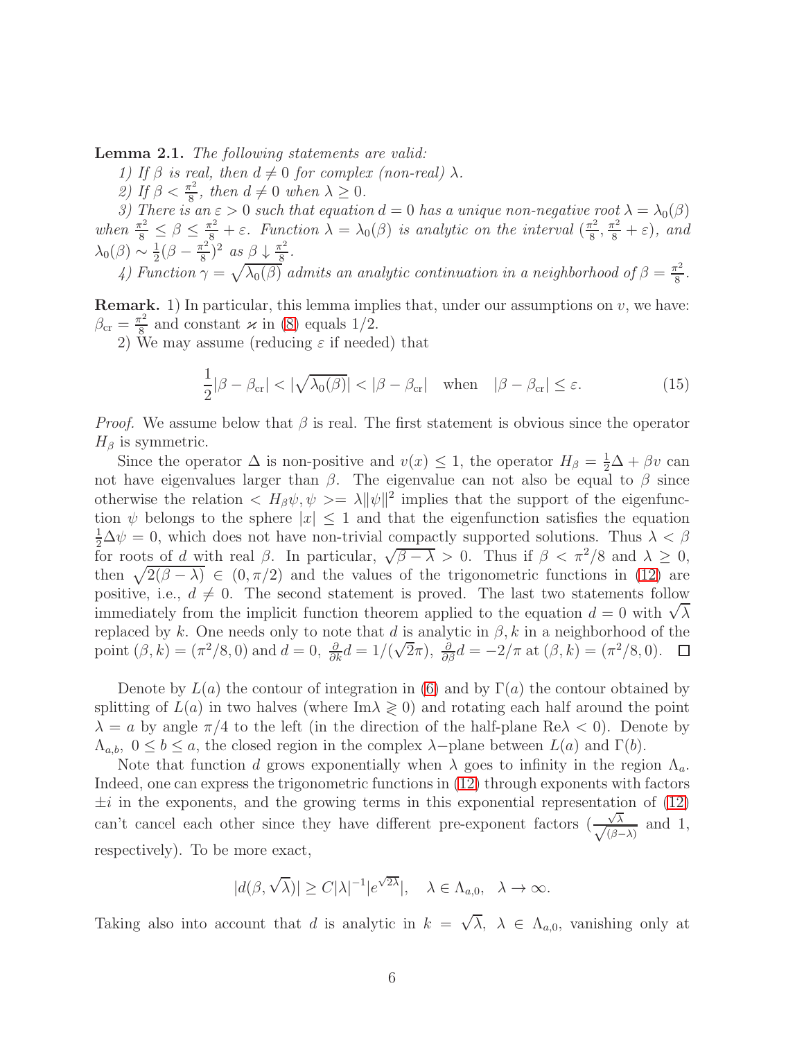**Lemma 2.1.** *The following statements are valid:*

*1) If $\beta$ is real, then $d \neq 0$ for complex (non-real) $\lambda$.*

*2) If $\beta < \frac{\pi^2}{8}$, then $d \neq 0$ when $\lambda \geq 0$.*

*3) There is an $\varepsilon > 0$ such that equation $d = 0$ has a unique non-negative root $\lambda = \lambda_0(\beta)$ when $\frac{\pi^2}{8} \leq \beta \leq \frac{\pi^2}{8} + \varepsilon$. Function $\lambda = \lambda_0(\beta)$ is analytic on the interval $(\frac{\pi^2}{8}, \frac{\pi^2}{8} + \varepsilon)$, and $\lambda_0(\beta) \sim \frac{1}{2}(\beta - \frac{\pi^2}{8})^2$ as $\beta \downarrow \frac{\pi^2}{8}$.*

*4) Function $\gamma = \sqrt{\lambda_0(\beta)}$ admits an analytic continuation in a neighborhood of $\beta = \frac{\pi^2}{8}$.*

**Remark.** 1) In particular, this lemma implies that, under our assumptions on $v$, we have: $\beta_{\rm cr} = \frac{\pi^2}{8}$ and constant $\varkappa$ in (8) equals 1/2.

2) We may assume (reducing $\varepsilon$ if needed) that

$$\frac{1}{2}|\beta - \beta_{\rm cr}| < |\sqrt{\lambda_0(\beta)}| < |\beta - \beta_{\rm cr}| \quad \text{when} \quad |\beta - \beta_{\rm cr}| \leq \varepsilon. \tag{15}$$

*Proof.* We assume below that $\beta$ is real. The first statement is obvious since the operator $H_\beta$ is symmetric.

Since the operator $\Delta$ is non-positive and $v(x) \leq 1$, the operator $H_\beta = \frac{1}{2}\Delta + \beta v$ can not have eigenvalues larger than $\beta$. The eigenvalue can not also be equal to $\beta$ since otherwise the relation $< H_\beta\psi, \psi >= \lambda\|\psi\|^2$ implies that the support of the eigenfunction $\psi$ belongs to the sphere $|x| \leq 1$ and that the eigenfunction satisfies the equation $\frac{1}{2}\Delta\psi = 0$, which does not have non-trivial compactly supported solutions. Thus $\lambda < \beta$ for roots of $d$ with real $\beta$. In particular, $\sqrt{\beta - \lambda} > 0$. Thus if $\beta < \pi^2/8$ and $\lambda \geq 0$, then $\sqrt{2(\beta - \lambda)} \in (0, \pi/2)$ and the values of the trigonometric functions in (12) are positive, i.e., $d \neq 0$. The second statement is proved. The last two statements follow immediately from the implicit function theorem applied to the equation $d = 0$ with $\sqrt{\lambda}$ replaced by $k$. One needs only to note that $d$ is analytic in $\beta, k$ in a neighborhood of the point $(\beta, k) = (\pi^2/8, 0)$ and $d = 0$, $\frac{\partial}{\partial k}d = 1/(\sqrt{2}\pi)$, $\frac{\partial}{\partial \beta}d = -2/\pi$ at $(\beta, k) = (\pi^2/8, 0)$. $\square$

Denote by $L(a)$ the contour of integration in (6) and by $\Gamma(a)$ the contour obtained by splitting of $L(a)$ in two halves (where $\text{Im}\lambda \gtrless 0$) and rotating each half around the point $\lambda = a$ by angle $\pi/4$ to the left (in the direction of the half-plane $\text{Re}\lambda < 0$). Denote by $\Lambda_{a,b}$, $0 \leq b \leq a$, the closed region in the complex $\lambda-$plane between $L(a)$ and $\Gamma(b)$.

Note that function $d$ grows exponentially when $\lambda$ goes to infinity in the region $\Lambda_a$. Indeed, one can express the trigonometric functions in (12) through exponents with factors $\pm i$ in the exponents, and the growing terms in this exponential representation of (12) can't cancel each other since they have different pre-exponent factors ($\frac{\sqrt{\lambda}}{\sqrt{(\beta-\lambda)}}$ and 1, respectively). To be more exact,

$$|d(\beta, \sqrt{\lambda})| \geq C|\lambda|^{-1}|e^{\sqrt{2\lambda}}|, \quad \lambda \in \Lambda_{a,0}, \quad \lambda \to \infty.$$

Taking also into account that $d$ is analytic in $k = \sqrt{\lambda}$, $\lambda \in \Lambda_{a,0}$, vanishing only at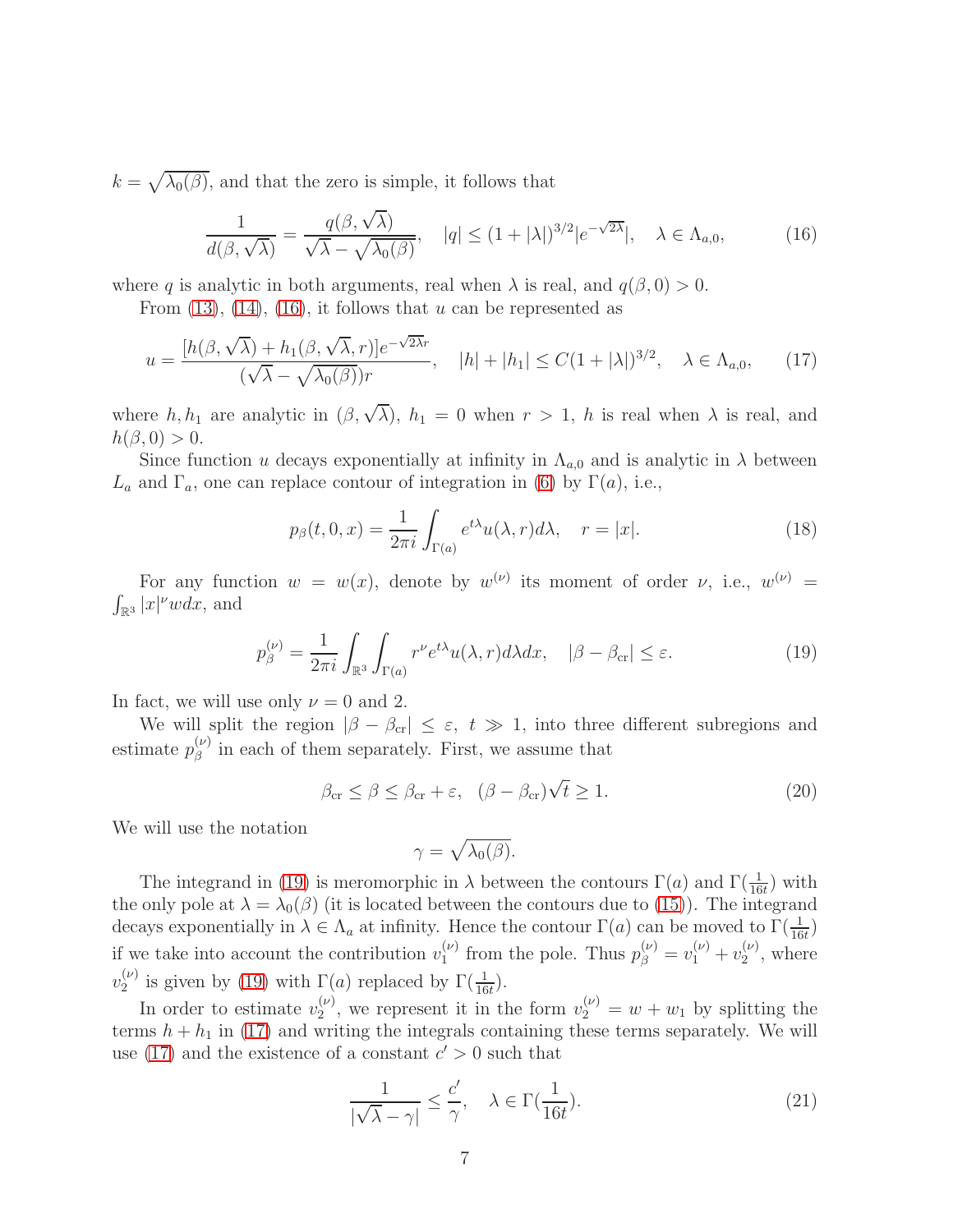$k = \sqrt{\lambda_0(\beta)}$, and that the zero is simple, it follows that

$$\frac{1}{d(\beta, \sqrt{\lambda})} = \frac{q(\beta, \sqrt{\lambda})}{\sqrt{\lambda} - \sqrt{\lambda_0(\beta)}}, \quad |q| \leq (1 + |\lambda|)^{3/2} |e^{-\sqrt{2\lambda}}|, \quad \lambda \in \Lambda_{a,0}, \tag{16}$$

where $q$ is analytic in both arguments, real when $\lambda$ is real, and $q(\beta, 0) > 0$.

From (13), (14), (16), it follows that $u$ can be represented as

$$u = \frac{[h(\beta, \sqrt{\lambda}) + h_1(\beta, \sqrt{\lambda}, r)] e^{-\sqrt{2\lambda} r}}{(\sqrt{\lambda} - \sqrt{\lambda_0(\beta)}) r}, \quad |h| + |h_1| \leq C(1 + |\lambda|)^{3/2}, \quad \lambda \in \Lambda_{a,0}, \tag{17}$$

where $h, h_1$ are analytic in $(\beta, \sqrt{\lambda})$, $h_1 = 0$ when $r > 1$, $h$ is real when $\lambda$ is real, and $h(\beta, 0) > 0$.

Since function $u$ decays exponentially at infinity in $\Lambda_{a,0}$ and is analytic in $\lambda$ between $L_a$ and $\Gamma_a$, one can replace contour of integration in (6) by $\Gamma(a)$, i.e.,

$$p_\beta(t, 0, x) = \frac{1}{2\pi i} \int_{\Gamma(a)} e^{t\lambda} u(\lambda, r) d\lambda, \quad r = |x|. \tag{18}$$

For any function $w = w(x)$, denote by $w^{(\nu)}$ its moment of order $\nu$, i.e., $w^{(\nu)} = \int_{\mathbb{R}^3} |x|^\nu w dx$, and

$$p_\beta^{(\nu)} = \frac{1}{2\pi i} \int_{\mathbb{R}^3} \int_{\Gamma(a)} r^\nu e^{t\lambda} u(\lambda, r) d\lambda dx, \quad |\beta - \beta_{\text{cr}}| \leq \varepsilon. \tag{19}$$

In fact, we will use only $\nu = 0$ and 2.

We will split the region $|\beta - \beta_{\text{cr}}| \leq \varepsilon$, $t \gg 1$, into three different subregions and estimate $p_\beta^{(\nu)}$ in each of them separately. First, we assume that

$$\beta_{\text{cr}} \leq \beta \leq \beta_{\text{cr}} + \varepsilon, \quad (\beta - \beta_{\text{cr}})\sqrt{t} \geq 1. \tag{20}$$

We will use the notation

$$\gamma = \sqrt{\lambda_0(\beta)}.$$

The integrand in (19) is meromorphic in $\lambda$ between the contours $\Gamma(a)$ and $\Gamma(\frac{1}{16t})$ with the only pole at $\lambda = \lambda_0(\beta)$ (it is located between the contours due to (15)). The integrand decays exponentially in $\lambda \in \Lambda_a$ at infinity. Hence the contour $\Gamma(a)$ can be moved to $\Gamma(\frac{1}{16t})$ if we take into account the contribution $v_1^{(\nu)}$ from the pole. Thus $p_\beta^{(\nu)} = v_1^{(\nu)} + v_2^{(\nu)}$, where $v_2^{(\nu)}$ is given by (19) with $\Gamma(a)$ replaced by $\Gamma(\frac{1}{16t})$.

In order to estimate $v_2^{(\nu)}$, we represent it in the form $v_2^{(\nu)} = w + w_1$ by splitting the terms $h + h_1$ in (17) and writing the integrals containing these terms separately. We will use (17) and the existence of a constant $c' > 0$ such that

$$\frac{1}{|\sqrt{\lambda} - \gamma|} \leq \frac{c'}{\gamma}, \quad \lambda \in \Gamma(\frac{1}{16t}). \tag{21}$$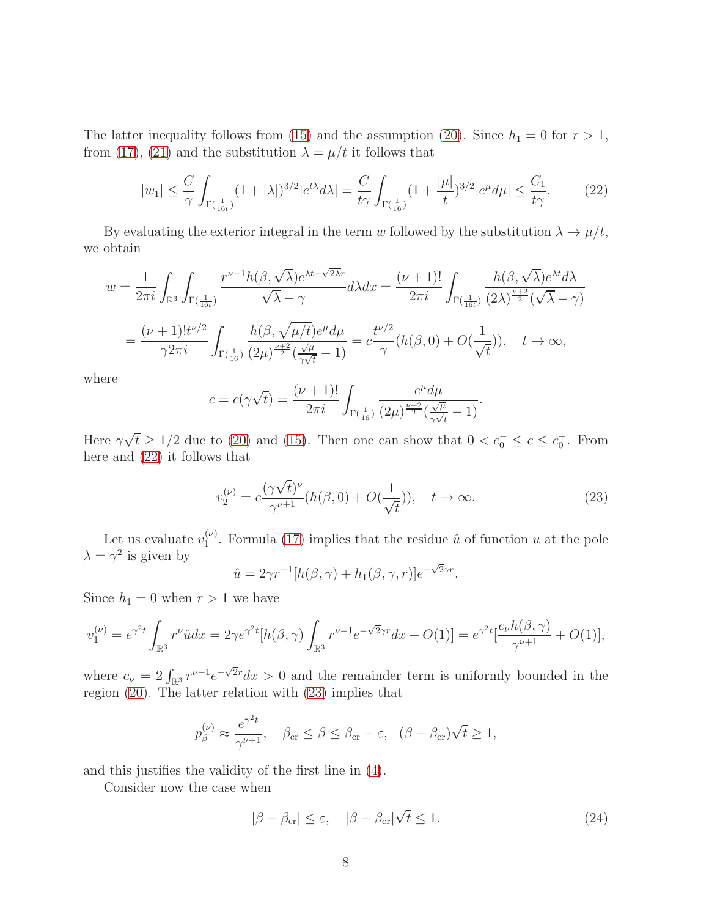The latter inequality follows from (15) and the assumption (20). Since $h_1 = 0$ for $r > 1$, from (17), (21) and the substitution $\lambda = \mu/t$ it follows that

$$|w_1| \le \frac{C}{\gamma}\int_{\Gamma(\frac{1}{16t})}(1+|\lambda|)^{3/2}|e^{t\lambda}d\lambda| = \frac{C}{t\gamma}\int_{\Gamma(\frac{1}{16})}(1+\frac{|\mu|}{t})^{3/2}|e^{\mu}d\mu| \le \frac{C_1}{t\gamma}. \tag{22}$$

By evaluating the exterior integral in the term $w$ followed by the substitution $\lambda \to \mu/t$, we obtain

$$w = \frac{1}{2\pi i}\int_{\mathbb{R}^3}\int_{\Gamma(\frac{1}{16t})}\frac{r^{\nu-1}h(\beta,\sqrt{\lambda})e^{\lambda t-\sqrt{2\lambda}r}}{\sqrt{\lambda}-\gamma}d\lambda dx = \frac{(\nu+1)!}{2\pi i}\int_{\Gamma(\frac{1}{16t})}\frac{h(\beta,\sqrt{\lambda})e^{\lambda t}d\lambda}{(2\lambda)^{\frac{\nu+2}{2}}(\sqrt{\lambda}-\gamma)}$$

$$= \frac{(\nu+1)!t^{\nu/2}}{\gamma 2\pi i}\int_{\Gamma(\frac{1}{16})}\frac{h(\beta,\sqrt{\mu/t})e^{\mu}d\mu}{(2\mu)^{\frac{\nu+2}{2}}(\frac{\sqrt{\mu}}{\gamma\sqrt{t}}-1)} = c\frac{t^{\nu/2}}{\gamma}(h(\beta,0)+O(\frac{1}{\sqrt{t}})), \quad t\to\infty,$$

where

$$c = c(\gamma\sqrt{t}) = \frac{(\nu+1)!}{2\pi i}\int_{\Gamma(\frac{1}{16})}\frac{e^{\mu}d\mu}{(2\mu)^{\frac{\nu+2}{2}}(\frac{\sqrt{\mu}}{\gamma\sqrt{t}}-1)}.$$

Here $\gamma\sqrt{t} \ge 1/2$ due to (20) and (15). Then one can show that $0 < c_0^- \le c \le c_0^+$. From here and (22) it follows that

$$v_2^{(\nu)} = c\frac{(\gamma\sqrt{t})^{\nu}}{\gamma^{\nu+1}}(h(\beta,0)+O(\frac{1}{\sqrt{t}})), \quad t\to\infty. \tag{23}$$

Let us evaluate $v_1^{(\nu)}$. Formula (17) implies that the residue $\hat{u}$ of function $u$ at the pole $\lambda = \gamma^2$ is given by

$$\hat{u} = 2\gamma r^{-1}[h(\beta,\gamma)+h_1(\beta,\gamma,r)]e^{-\sqrt{2}\gamma r}.$$

Since $h_1 = 0$ when $r > 1$ we have

$$v_1^{(\nu)} = e^{\gamma^2 t}\int_{\mathbb{R}^3}r^{\nu}\hat{u}dx = 2\gamma e^{\gamma^2 t}[h(\beta,\gamma)\int_{\mathbb{R}^3}r^{\nu-1}e^{-\sqrt{2}\gamma r}dx + O(1)] = e^{\gamma^2 t}[\frac{c_\nu h(\beta,\gamma)}{\gamma^{\nu+1}}+O(1)],$$

where $c_\nu = 2\int_{\mathbb{R}^3}r^{\nu-1}e^{-\sqrt{2}r}dx > 0$ and the remainder term is uniformly bounded in the region (20). The latter relation with (23) implies that

$$p_\beta^{(\nu)} \approx \frac{e^{\gamma^2 t}}{\gamma^{\nu+1}}, \quad \beta_{\rm cr} \le \beta \le \beta_{\rm cr}+\varepsilon, \quad (\beta-\beta_{\rm cr})\sqrt{t} \ge 1,$$

and this justifies the validity of the first line in (4).

Consider now the case when

$$|\beta-\beta_{\rm cr}| \le \varepsilon, \quad |\beta-\beta_{\rm cr}|\sqrt{t} \le 1. \tag{24}$$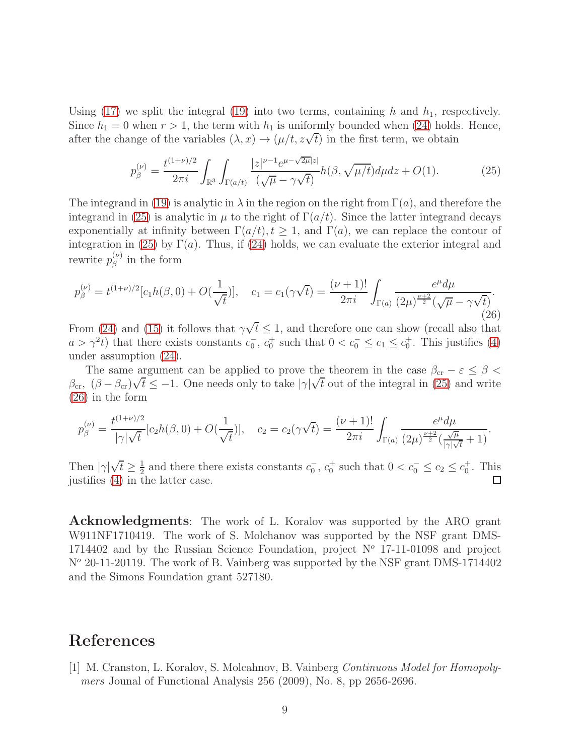Using (17) we split the integral (19) into two terms, containing $h$ and $h_1$, respectively. Since $h_1 = 0$ when $r > 1$, the term with $h_1$ is uniformly bounded when (24) holds. Hence, after the change of the variables $(\lambda, x) \to (\mu/t, z\sqrt{t})$ in the first term, we obtain

$$p_\beta^{(\nu)} = \frac{t^{(1+\nu)/2}}{2\pi i} \int_{\mathbb{R}^3} \int_{\Gamma(a/t)} \frac{|z|^{\nu-1} e^{\mu - \sqrt{2\mu}|z|}}{(\sqrt{\mu} - \gamma\sqrt{t})} h(\beta, \sqrt{\mu/t}) d\mu dz + O(1). \tag{25}$$

The integrand in (19) is analytic in $\lambda$ in the region on the right from $\Gamma(a)$, and therefore the integrand in (25) is analytic in $\mu$ to the right of $\Gamma(a/t)$. Since the latter integrand decays exponentially at infinity between $\Gamma(a/t), t \geq 1$, and $\Gamma(a)$, we can replace the contour of integration in (25) by $\Gamma(a)$. Thus, if (24) holds, we can evaluate the exterior integral and rewrite $p_\beta^{(\nu)}$ in the form

$$p_\beta^{(\nu)} = t^{(1+\nu)/2}[c_1 h(\beta, 0) + O(\frac{1}{\sqrt{t}})], \quad c_1 = c_1(\gamma\sqrt{t}) = \frac{(\nu+1)!}{2\pi i} \int_{\Gamma(a)} \frac{e^\mu d\mu}{(2\mu)^{\frac{\nu+2}{2}}(\sqrt{\mu} - \gamma\sqrt{t})}. \tag{26}$$

From (24) and (15) it follows that $\gamma\sqrt{t} \leq 1$, and therefore one can show (recall also that $a > \gamma^2 t$) that there exists constants $c_0^-$, $c_0^+$ such that $0 < c_0^- \leq c_1 \leq c_0^+$. This justifies (4) under assumption (24).

The same argument can be applied to prove the theorem in the case $\beta_{\rm cr} - \varepsilon \leq \beta < \beta_{\rm cr}$, $(\beta - \beta_{\rm cr})\sqrt{t} \leq -1$. One needs only to take $|\gamma|\sqrt{t}$ out of the integral in (25) and write (26) in the form

$$p_\beta^{(\nu)} = \frac{t^{(1+\nu)/2}}{|\gamma|\sqrt{t}}[c_2 h(\beta, 0) + O(\frac{1}{\sqrt{t}})], \quad c_2 = c_2(\gamma\sqrt{t}) = \frac{(\nu+1)!}{2\pi i} \int_{\Gamma(a)} \frac{e^\mu d\mu}{(2\mu)^{\frac{\nu+2}{2}}(\frac{\sqrt{\mu}}{|\gamma|\sqrt{t}} + 1)}.$$

Then $|\gamma|\sqrt{t} \geq \frac{1}{2}$ and there there exists constants $c_0^-$, $c_0^+$ such that $0 < c_0^- \leq c_2 \leq c_0^+$. This justifies (4) in the latter case. $\square$

**Acknowledgments**: The work of L. Koralov was supported by the ARO grant W911NF1710419. The work of S. Molchanov was supported by the NSF grant DMS-1714402 and by the Russian Science Foundation, project N$^o$ 17-11-01098 and project N$^o$ 20-11-20119. The work of B. Vainberg was supported by the NSF grant DMS-1714402 and the Simons Foundation grant 527180.

# References

[1] M. Cranston, L. Koralov, S. Molcahnov, B. Vainberg *Continuous Model for Homopolymers* Journal of Functional Analysis 256 (2009), No. 8, pp 2656-2696.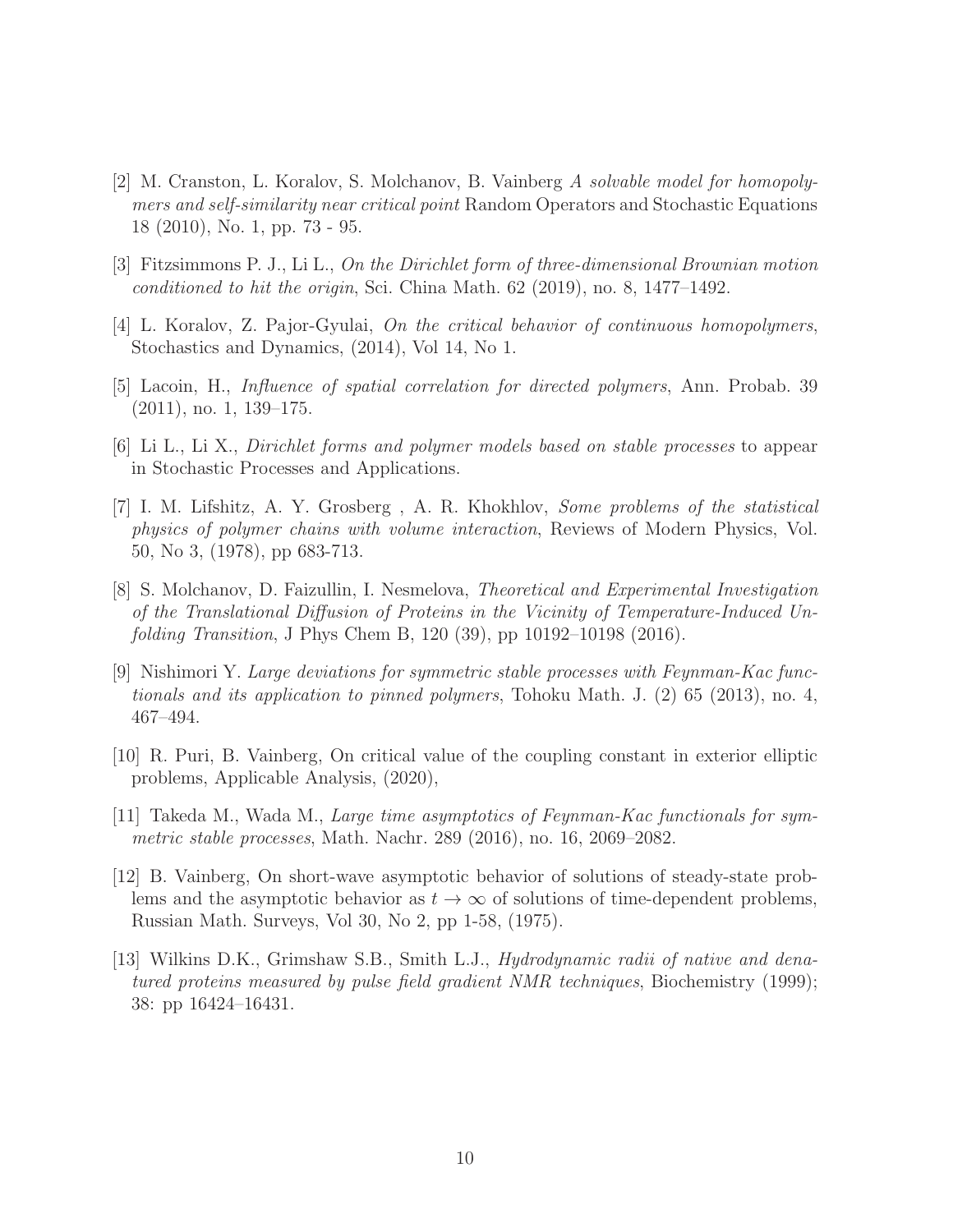[2] M. Cranston, L. Koralov, S. Molchanov, B. Vainberg *A solvable model for homopolymers and self-similarity near critical point* Random Operators and Stochastic Equations 18 (2010), No. 1, pp. 73 - 95.

[3] Fitzsimmons P. J., Li L., *On the Dirichlet form of three-dimensional Brownian motion conditioned to hit the origin*, Sci. China Math. 62 (2019), no. 8, 1477–1492.

[4] L. Koralov, Z. Pajor-Gyulai, *On the critical behavior of continuous homopolymers*, Stochastics and Dynamics, (2014), Vol 14, No 1.

[5] Lacoin, H., *Influence of spatial correlation for directed polymers*, Ann. Probab. 39 (2011), no. 1, 139–175.

[6] Li L., Li X., *Dirichlet forms and polymer models based on stable processes* to appear in Stochastic Processes and Applications.

[7] I. M. Lifshitz, A. Y. Grosberg , A. R. Khokhlov, *Some problems of the statistical physics of polymer chains with volume interaction*, Reviews of Modern Physics, Vol. 50, No 3, (1978), pp 683-713.

[8] S. Molchanov, D. Faizullin, I. Nesmelova, *Theoretical and Experimental Investigation of the Translational Diffusion of Proteins in the Vicinity of Temperature-Induced Unfolding Transition*, J Phys Chem B, 120 (39), pp 10192–10198 (2016).

[9] Nishimori Y. *Large deviations for symmetric stable processes with Feynman-Kac functionals and its application to pinned polymers*, Tohoku Math. J. (2) 65 (2013), no. 4, 467–494.

[10] R. Puri, B. Vainberg, On critical value of the coupling constant in exterior elliptic problems, Applicable Analysis, (2020),

[11] Takeda M., Wada M., *Large time asymptotics of Feynman-Kac functionals for symmetric stable processes*, Math. Nachr. 289 (2016), no. 16, 2069–2082.

[12] B. Vainberg, On short-wave asymptotic behavior of solutions of steady-state problems and the asymptotic behavior as $t \to \infty$ of solutions of time-dependent problems, Russian Math. Surveys, Vol 30, No 2, pp 1-58, (1975).

[13] Wilkins D.K., Grimshaw S.B., Smith L.J., *Hydrodynamic radii of native and denatured proteins measured by pulse field gradient NMR techniques*, Biochemistry (1999); 38: pp 16424–16431.